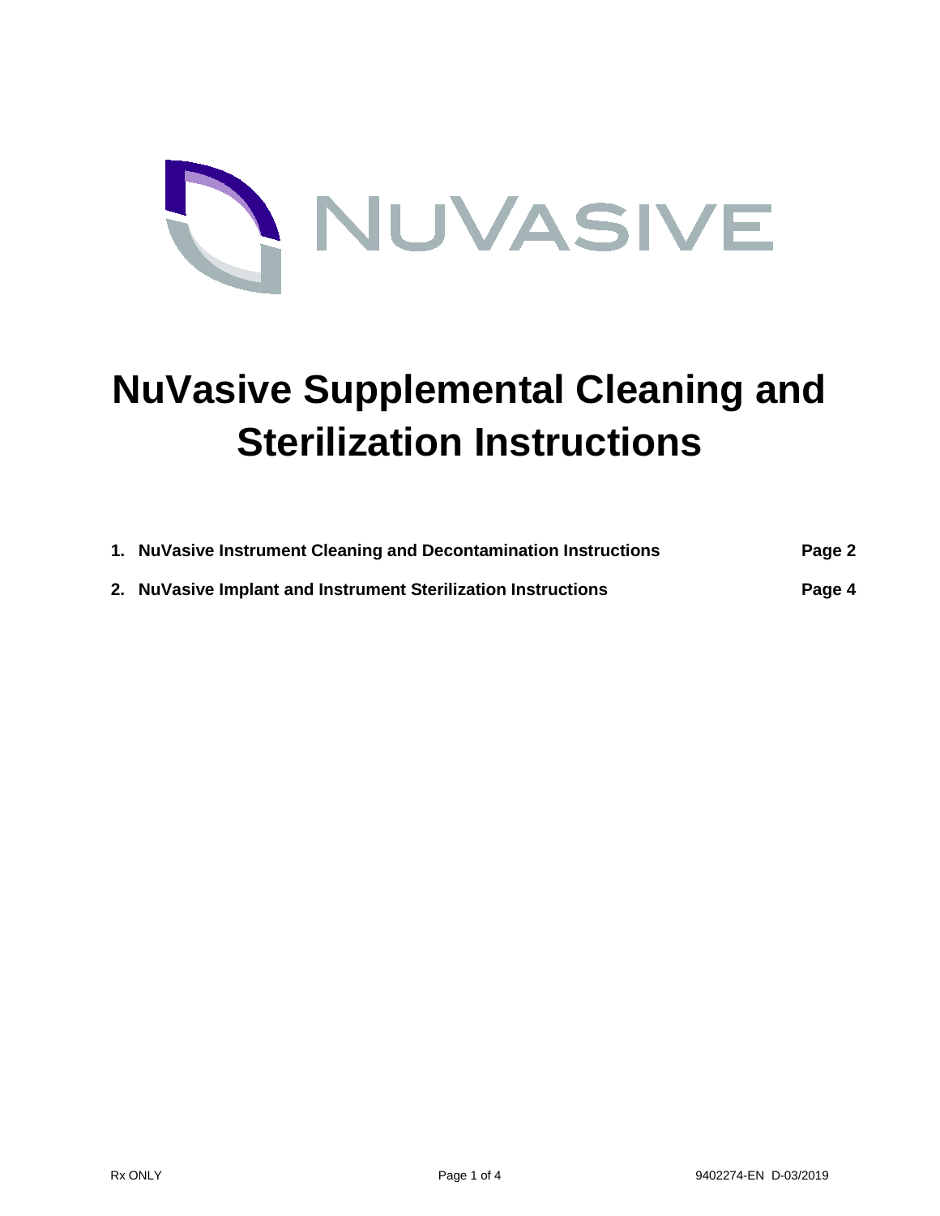NUVASIVE

# NuVasive Supplemental Cleaning and Sterilization Instructions

1. **NuVasive Instrument Cleaning and Decontamination Instructions** — **Page 2**
2. **NuVasive Implant and Instrument Sterilization Instructions** — **Page 4**

Rx ONLY

9402274-EN D-03/2019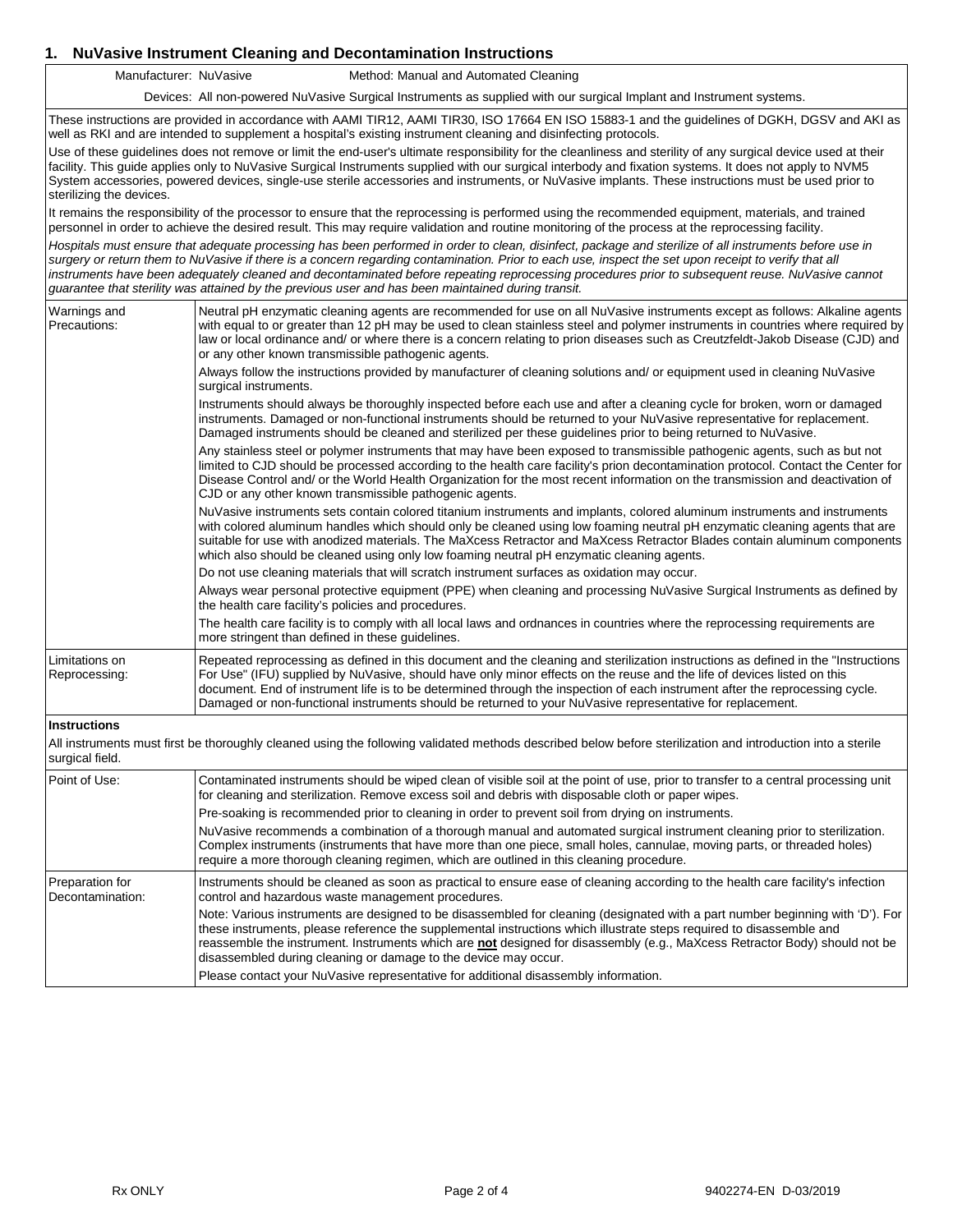## 1. NuVasive Instrument Cleaning and Decontamination Instructions

Manufacturer: NuVasive    Method: Manual and Automated Cleaning

Devices: All non-powered NuVasive Surgical Instruments as supplied with our surgical Implant and Instrument systems.

These instructions are provided in accordance with AAMI TIR12, AAMI TIR30, ISO 17664 EN ISO 15883-1 and the guidelines of DGKH, DGSV and AKI as well as RKI and are intended to supplement a hospital's existing instrument cleaning and disinfecting protocols.

Use of these guidelines does not remove or limit the end-user's ultimate responsibility for the cleanliness and sterility of any surgical device used at their facility. This guide applies only to NuVasive Surgical Instruments supplied with our surgical interbody and fixation systems. It does not apply to NVM5 System accessories, powered devices, single-use sterile accessories and instruments, or NuVasive implants. These instructions must be used prior to sterilizing the devices.

It remains the responsibility of the processor to ensure that the reprocessing is performed using the recommended equipment, materials, and trained personnel in order to achieve the desired result. This may require validation and routine monitoring of the process at the reprocessing facility.

*Hospitals must ensure that adequate processing has been performed in order to clean, disinfect, package and sterilize of all instruments before use in surgery or return them to NuVasive if there is a concern regarding contamination. Prior to each use, inspect the set upon receipt to verify that all instruments have been adequately cleaned and decontaminated before repeating reprocessing procedures prior to subsequent reuse. NuVasive cannot guarantee that sterility was attained by the previous user and has been maintained during transit.*

| | |
|---|---|
| Warnings and Precautions: | Neutral pH enzymatic cleaning agents are recommended for use on all NuVasive instruments except as follows: Alkaline agents with equal to or greater than 12 pH may be used to clean stainless steel and polymer instruments in countries where required by law or local ordinance and/ or where there is a concern relating to prion diseases such as Creutzfeldt-Jakob Disease (CJD) and or any other known transmissible pathogenic agents.<br><br>Always follow the instructions provided by manufacturer of cleaning solutions and/ or equipment used in cleaning NuVasive surgical instruments.<br><br>Instruments should always be thoroughly inspected before each use and after a cleaning cycle for broken, worn or damaged instruments. Damaged or non-functional instruments should be returned to your NuVasive representative for replacement. Damaged instruments should be cleaned and sterilized per these guidelines prior to being returned to NuVasive.<br><br>Any stainless steel or polymer instruments that may have been exposed to transmissible pathogenic agents, such as but not limited to CJD should be processed according to the health care facility's prion decontamination protocol. Contact the Center for Disease Control and/ or the World Health Organization for the most recent information on the transmission and deactivation of CJD or any other known transmissible pathogenic agents.<br><br>NuVasive instruments sets contain colored titanium instruments and implants, colored aluminum instruments and instruments with colored aluminum handles which should only be cleaned using low foaming neutral pH enzymatic cleaning agents that are suitable for use with anodized materials. The MaXcess Retractor and MaXcess Retractor Blades contain aluminum components which also should be cleaned using only low foaming neutral pH enzymatic cleaning agents.<br><br>Do not use cleaning materials that will scratch instrument surfaces as oxidation may occur.<br><br>Always wear personal protective equipment (PPE) when cleaning and processing NuVasive Surgical Instruments as defined by the health care facility's policies and procedures.<br><br>The health care facility is to comply with all local laws and ordnances in countries where the reprocessing requirements are more stringent than defined in these guidelines. |
| Limitations on Reprocessing: | Repeated reprocessing as defined in this document and the cleaning and sterilization instructions as defined in the "Instructions For Use" (IFU) supplied by NuVasive, should have only minor effects on the reuse and the life of devices listed on this document. End of instrument life is to be determined through the inspection of each instrument after the reprocessing cycle. Damaged or non-functional instruments should be returned to your NuVasive representative for replacement. |

**Instructions**

All instruments must first be thoroughly cleaned using the following validated methods described below before sterilization and introduction into a sterile surgical field.

| | |
|---|---|
| Point of Use: | Contaminated instruments should be wiped clean of visible soil at the point of use, prior to transfer to a central processing unit for cleaning and sterilization. Remove excess soil and debris with disposable cloth or paper wipes.<br><br>Pre-soaking is recommended prior to cleaning in order to prevent soil from drying on instruments.<br><br>NuVasive recommends a combination of a thorough manual and automated surgical instrument cleaning prior to sterilization. Complex instruments (instruments that have more than one piece, small holes, cannulae, moving parts, or threaded holes) require a more thorough cleaning regimen, which are outlined in this cleaning procedure. |
| Preparation for Decontamination: | Instruments should be cleaned as soon as practical to ensure ease of cleaning according to the health care facility's infection control and hazardous waste management procedures.<br><br>Note: Various instruments are designed to be disassembled for cleaning (designated with a part number beginning with 'D'). For these instruments, please reference the supplemental instructions which illustrate steps required to disassemble and reassemble the instrument. Instruments which are **not** designed for disassembly (e.g., MaXcess Retractor Body) should not be disassembled during cleaning or damage to the device may occur.<br><br>Please contact your NuVasive representative for additional disassembly information. |

Rx ONLY    9402274-EN D-03/2019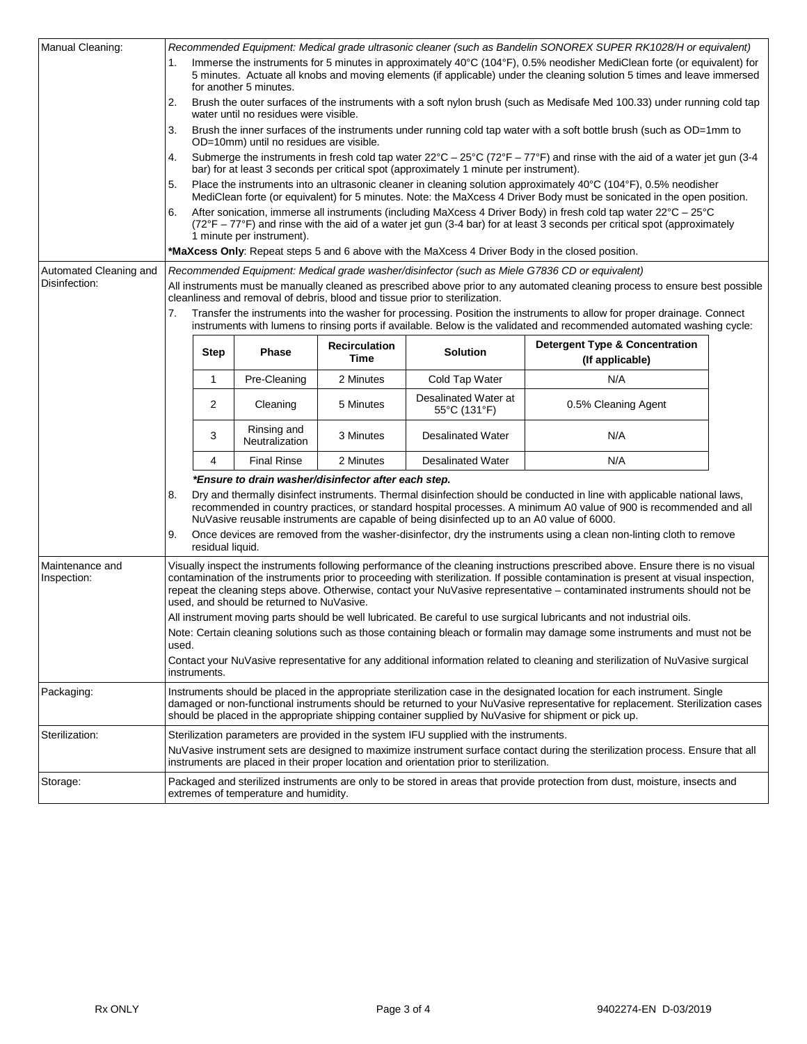| | |
|---|---|
| Manual Cleaning: | *Recommended Equipment: Medical grade ultrasonic cleaner (such as Bandelin SONOREX SUPER RK1028/H or equivalent)*<br>1. Immerse the instruments for 5 minutes in approximately 40°C (104°F), 0.5% neodisher MediClean forte (or equivalent) for 5 minutes. Actuate all knobs and moving elements (if applicable) under the cleaning solution 5 times and leave immersed for another 5 minutes.<br>2. Brush the outer surfaces of the instruments with a soft nylon brush (such as Medisafe Med 100.33) under running cold tap water until no residues were visible.<br>3. Brush the inner surfaces of the instruments under running cold tap water with a soft bottle brush (such as OD=1mm to OD=10mm) until no residues are visible.<br>4. Submerge the instruments in fresh cold tap water 22°C – 25°C (72°F – 77°F) and rinse with the aid of a water jet gun (3-4 bar) for at least 3 seconds per critical spot (approximately 1 minute per instrument).<br>5. Place the instruments into an ultrasonic cleaner in cleaning solution approximately 40°C (104°F), 0.5% neodisher MediClean forte (or equivalent) for 5 minutes. Note: the MaXcess 4 Driver Body must be sonicated in the open position.<br>6. After sonication, immerse all instruments (including MaXcess 4 Driver Body) in fresh cold tap water 22°C – 25°C (72°F – 77°F) and rinse with the aid of a water jet gun (3-4 bar) for at least 3 seconds per critical spot (approximately 1 minute per instrument).<br>**\*MaXcess Only**: Repeat steps 5 and 6 above with the MaXcess 4 Driver Body in the closed position. |
| Automated Cleaning and Disinfection: | *Recommended Equipment: Medical grade washer/disinfector (such as Miele G7836 CD or equivalent)*<br>All instruments must be manually cleaned as prescribed above prior to any automated cleaning process to ensure best possible cleanliness and removal of debris, blood and tissue prior to sterilization.<br>7. Transfer the instruments into the washer for processing. Position the instruments to allow for proper drainage. Connect instruments with lumens to rinsing ports if available. Below is the validated and recommended automated washing cycle:<br>(see table below)<br>***Ensure to drain washer/disinfector after each step.***<br>8. Dry and thermally disinfect instruments. Thermal disinfection should be conducted in line with applicable national laws, recommended in country practices, or standard hospital processes. A minimum A0 value of 900 is recommended and all NuVasive reusable instruments are capable of being disinfected up to an A0 value of 6000.<br>9. Once devices are removed from the washer-disinfector, dry the instruments using a clean non-linting cloth to remove residual liquid. |
| Maintenance and Inspection: | Visually inspect the instruments following performance of the cleaning instructions prescribed above. Ensure there is no visual contamination of the instruments prior to proceeding with sterilization. If possible contamination is present at visual inspection, repeat the cleaning steps above. Otherwise, contact your NuVasive representative – contaminated instruments should not be used, and should be returned to NuVasive.<br>All instrument moving parts should be well lubricated. Be careful to use surgical lubricants and not industrial oils.<br>Note: Certain cleaning solutions such as those containing bleach or formalin may damage some instruments and must not be used.<br>Contact your NuVasive representative for any additional information related to cleaning and sterilization of NuVasive surgical instruments. |
| Packaging: | Instruments should be placed in the appropriate sterilization case in the designated location for each instrument. Single damaged or non-functional instruments should be returned to your NuVasive representative for replacement. Sterilization cases should be placed in the appropriate shipping container supplied by NuVasive for shipment or pick up. |
| Sterilization: | Sterilization parameters are provided in the system IFU supplied with the instruments.<br>NuVasive instrument sets are designed to maximize instrument surface contact during the sterilization process. Ensure that all instruments are placed in their proper location and orientation prior to sterilization. |
| Storage: | Packaged and sterilized instruments are only to be stored in areas that provide protection from dust, moisture, insects and extremes of temperature and humidity. |

| Step | Phase | Recirculation Time | Solution | Detergent Type & Concentration (If applicable) |
|---|---|---|---|---|
| 1 | Pre-Cleaning | 2 Minutes | Cold Tap Water | N/A |
| 2 | Cleaning | 5 Minutes | Desalinated Water at 55°C (131°F) | 0.5% Cleaning Agent |
| 3 | Rinsing and Neutralization | 3 Minutes | Desalinated Water | N/A |
| 4 | Final Rinse | 2 Minutes | Desalinated Water | N/A |

*\*Ensure to drain washer/disinfector after each step.*

Rx ONLY

9402274-EN D-03/2019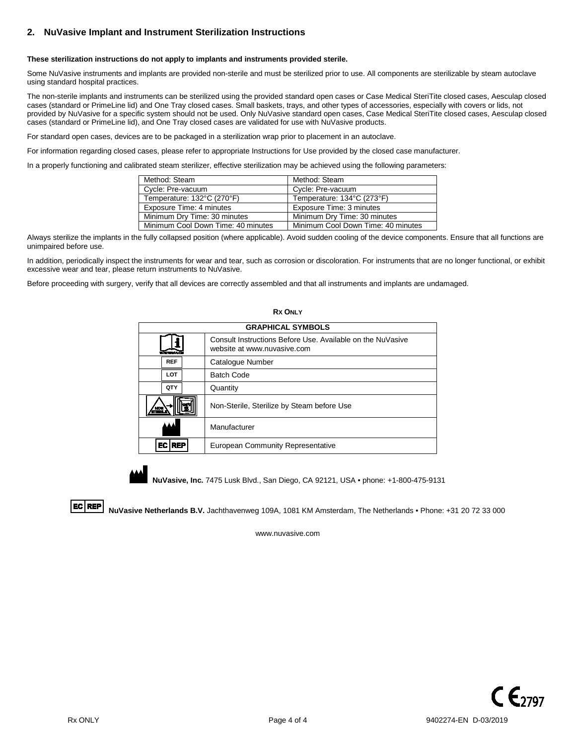## 2. NuVasive Implant and Instrument Sterilization Instructions

**These sterilization instructions do not apply to implants and instruments provided sterile.**

Some NuVasive instruments and implants are provided non-sterile and must be sterilized prior to use. All components are sterilizable by steam autoclave using standard hospital practices.

The non-sterile implants and instruments can be sterilized using the provided standard open cases or Case Medical SteriTite closed cases, Aesculap closed cases (standard or PrimeLine lid) and One Tray closed cases. Small baskets, trays, and other types of accessories, especially with covers or lids, not provided by NuVasive for a specific system should not be used. Only NuVasive standard open cases, Case Medical SteriTite closed cases, Aesculap closed cases (standard or PrimeLine lid), and One Tray closed cases are validated for use with NuVasive products.

For standard open cases, devices are to be packaged in a sterilization wrap prior to placement in an autoclave.

For information regarding closed cases, please refer to appropriate Instructions for Use provided by the closed case manufacturer.

In a properly functioning and calibrated steam sterilizer, effective sterilization may be achieved using the following parameters:

| | |
|---|---|
| Method: Steam | Method: Steam |
| Cycle: Pre-vacuum | Cycle: Pre-vacuum |
| Temperature: 132°C (270°F) | Temperature: 134°C (273°F) |
| Exposure Time: 4 minutes | Exposure Time: 3 minutes |
| Minimum Dry Time: 30 minutes | Minimum Dry Time: 30 minutes |
| Minimum Cool Down Time: 40 minutes | Minimum Cool Down Time: 40 minutes |

Always sterilize the implants in the fully collapsed position (where applicable). Avoid sudden cooling of the device components. Ensure that all functions are unimpaired before use.

In addition, periodically inspect the instruments for wear and tear, such as corrosion or discoloration. For instruments that are no longer functional, or exhibit excessive wear and tear, please return instruments to NuVasive.

Before proceeding with surgery, verify that all devices are correctly assembled and that all instruments and implants are undamaged.

**RX ONLY**

| GRAPHICAL SYMBOLS | |
|---|---|
| | Consult Instructions Before Use. Available on the NuVasive website at www.nuvasive.com |
| REF | Catalogue Number |
| LOT | Batch Code |
| QTY | Quantity |
| | Non-Sterile, Sterilize by Steam before Use |
| | Manufacturer |
| EC REP | European Community Representative |

**NuVasive, Inc.** 7475 Lusk Blvd., San Diego, CA 92121, USA • phone: +1-800-475-9131

EC REP **NuVasive Netherlands B.V.** Jachthavenweg 109A, 1081 KM Amsterdam, The Netherlands • Phone: +31 20 72 33 000

www.nuvasive.com

CE 2797

Rx ONLY

9402274-EN D-03/2019